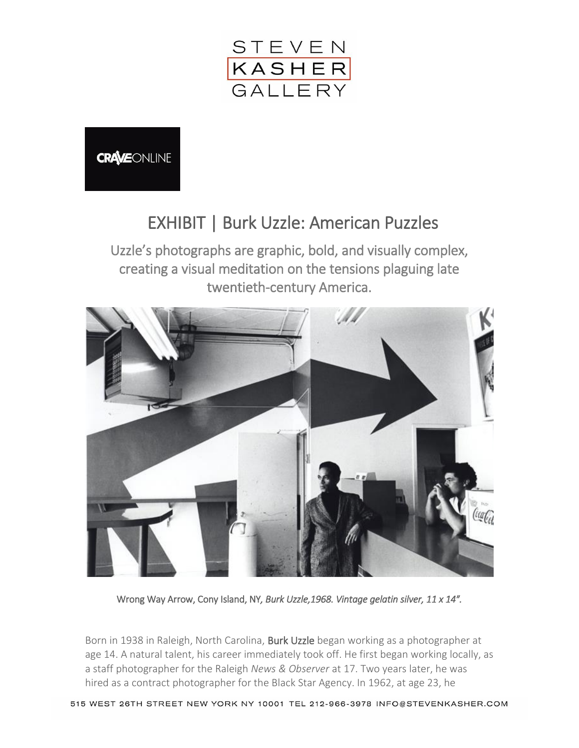STEVEN KASHER GALLERY

CRAVEONLINE

# EXHIBIT | Burk Uzzle: American Puzzles

## Uzzle's photographs are graphic, bold, and visually complex, creating a visual meditation on the tensions plaguing late twentieth-century America.

Wrong Way Arrow, Cony Island, NY*, Burk Uzzle,1968. Vintage gelatin silver, 11 x 14".*

Born in 1938 in Raleigh, North Carolina, Burk Uzzle began working as a photographer at age 14. A natural talent, his career immediately took off. He first began working locally, as a staff photographer for the Raleigh *News & Observer* at 17. Two years later, he was hired as a contract photographer for the Black Star Agency. In 1962, at age 23, he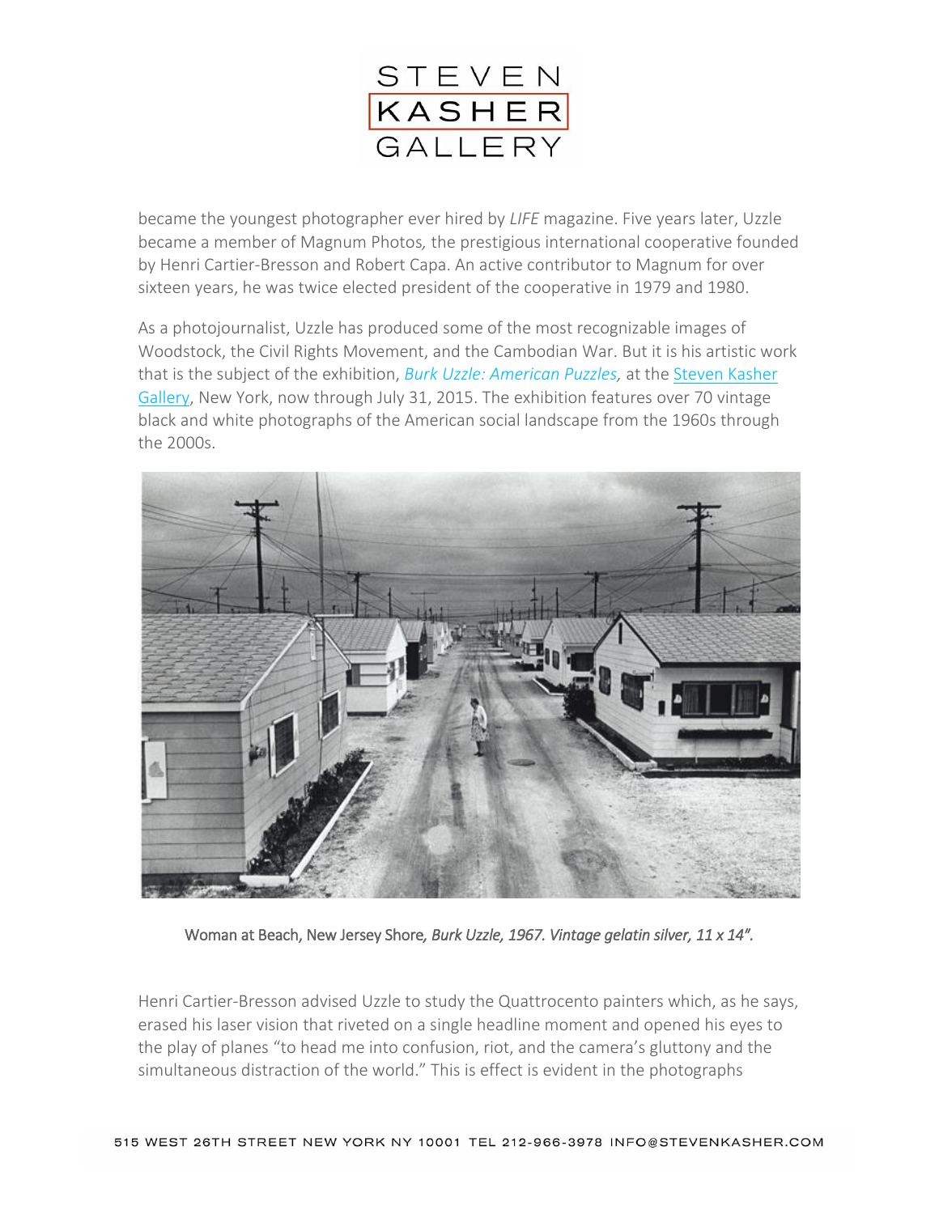became the youngest photographer ever hired by *LIFE* magazine. Five years later, Uzzle became a member of Magnum Photos, the prestigious international cooperative founded by Henri Cartier-Bresson and Robert Capa. An active contributor to Magnum for over sixteen years, he was twice elected president of the cooperative in 1979 and 1980.

As a photojournalist, Uzzle has produced some of the most recognizable images of Woodstock, the Civil Rights Movement, and the Cambodian War. But it is his artistic work that is the subject of the exhibition, *Burk Uzzle: American Puzzles,* at the Steven Kasher Gallery, New York, now through July 31, 2015. The exhibition features over 70 vintage black and white photographs of the American social landscape from the 1960s through the 2000s.

Woman at Beach, New Jersey Shore*, Burk Uzzle, 1967. Vintage gelatin silver, 11 x 14".*

Henri Cartier-Bresson advised Uzzle to study the Quattrocento painters which, as he says, erased his laser vision that riveted on a single headline moment and opened his eyes to the play of planes "to head me into confusion, riot, and the camera's gluttony and the simultaneous distraction of the world." This is effect is evident in the photographs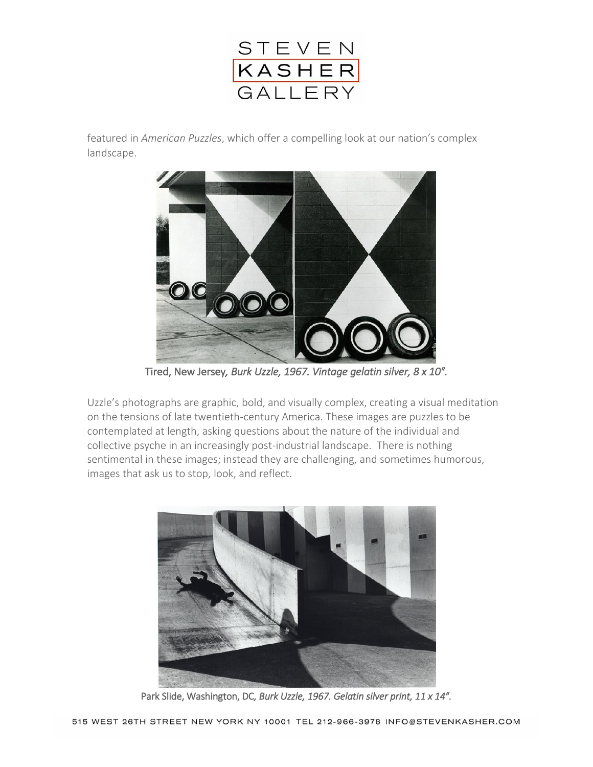featured in *American Puzzles*, which offer a compelling look at our nation's complex landscape.

Tired, New Jersey*, Burk Uzzle, 1967. Vintage gelatin silver, 8 x 10".*

Uzzle's photographs are graphic, bold, and visually complex, creating a visual meditation on the tensions of late twentieth-century America. These images are puzzles to be contemplated at length, asking questions about the nature of the individual and collective psyche in an increasingly post-industrial landscape. There is nothing sentimental in these images; instead they are challenging, and sometimes humorous, images that ask us to stop, look, and reflect.

Park Slide, Washington, DC*, Burk Uzzle, 1967. Gelatin silver print, 11 x 14".*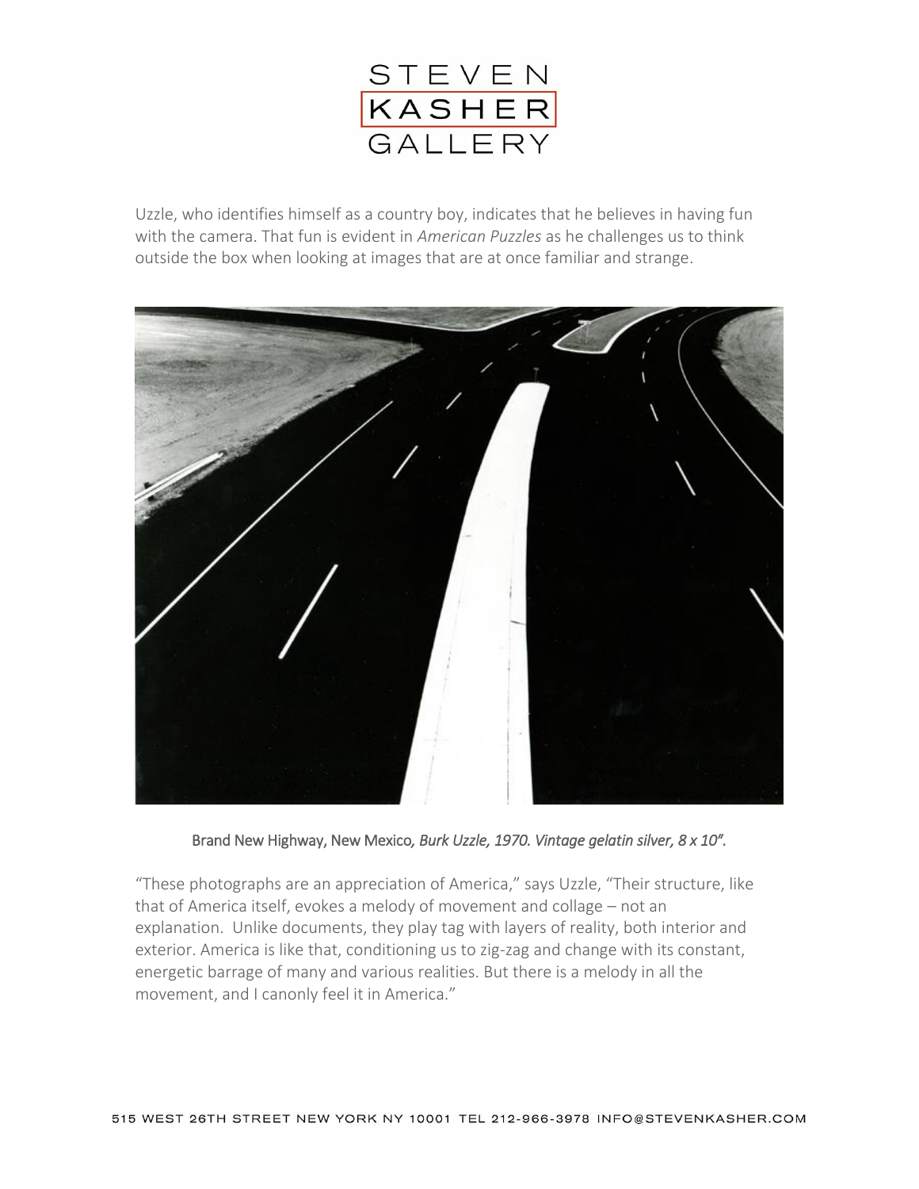Uzzle, who identifies himself as a country boy, indicates that he believes in having fun with the camera. That fun is evident in *American Puzzles* as he challenges us to think outside the box when looking at images that are at once familiar and strange.

Brand New Highway, New Mexico*, Burk Uzzle, 1970. Vintage gelatin silver, 8 x 10".*

"These photographs are an appreciation of America," says Uzzle, "Their structure, like that of America itself, evokes a melody of movement and collage – not an explanation. Unlike documents, they play tag with layers of reality, both interior and exterior. America is like that, conditioning us to zig-zag and change with its constant, energetic barrage of many and various realities. But there is a melody in all the movement, and I canonly feel it in America."